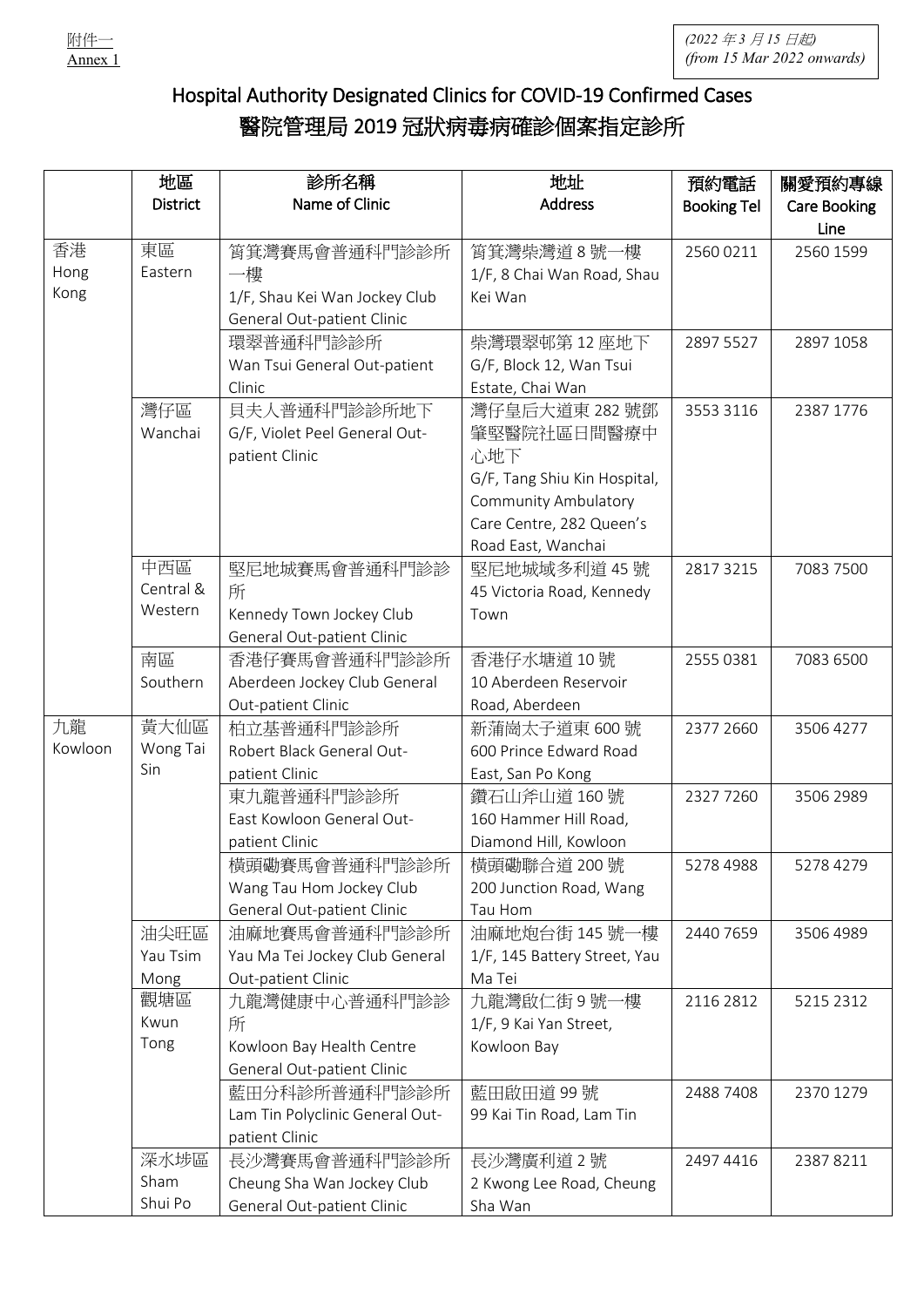附件一
Annex 1

*(2022 年 3 月 15 日起)*
*(from 15 Mar 2022 onwards)*

# Hospital Authority Designated Clinics for COVID-19 Confirmed Cases
# 醫院管理局 2019 冠狀病毒病確診個案指定診所

| | 地區 District | 診所名稱 Name of Clinic | 地址 Address | 預約電話 Booking Tel | 關愛預約專線 Care Booking Line |
|---|---|---|---|---|---|
| 香港 Hong Kong | 東區 Eastern | 筲箕灣賽馬會普通科門診診所一樓 1/F, Shau Kei Wan Jockey Club General Out-patient Clinic | 筲箕灣柴灣道 8 號一樓 1/F, 8 Chai Wan Road, Shau Kei Wan | 2560 0211 | 2560 1599 |
| | | 環翠普通科門診診所 Wan Tsui General Out-patient Clinic | 柴灣環翠邨第 12 座地下 G/F, Block 12, Wan Tsui Estate, Chai Wan | 2897 5527 | 2897 1058 |
| | 灣仔區 Wanchai | 貝夫人普通科門診診所地下 G/F, Violet Peel General Out-patient Clinic | 灣仔皇后大道東 282 號鄧肇堅醫院社區日間醫療中心地下 G/F, Tang Shiu Kin Hospital, Community Ambulatory Care Centre, 282 Queen's Road East, Wanchai | 3553 3116 | 2387 1776 |
| | 中西區 Central & Western | 堅尼地城賽馬會普通科門診診所 Kennedy Town Jockey Club General Out-patient Clinic | 堅尼地城域多利道 45 號 45 Victoria Road, Kennedy Town | 2817 3215 | 7083 7500 |
| | 南區 Southern | 香港仔賽馬會普通科門診診所 Aberdeen Jockey Club General Out-patient Clinic | 香港仔水塘道 10 號 10 Aberdeen Reservoir Road, Aberdeen | 2555 0381 | 7083 6500 |
| 九龍 Kowloon | 黃大仙區 Wong Tai Sin | 柏立基普通科門診診所 Robert Black General Out-patient Clinic | 新蒲崗太子道東 600 號 600 Prince Edward Road East, San Po Kong | 2377 2660 | 3506 4277 |
| | | 東九龍普通科門診診所 East Kowloon General Out-patient Clinic | 鑽石山斧山道 160 號 160 Hammer Hill Road, Diamond Hill, Kowloon | 2327 7260 | 3506 2989 |
| | | 橫頭磡賽馬會普通科門診診所 Wang Tau Hom Jockey Club General Out-patient Clinic | 橫頭磡聯合道 200 號 200 Junction Road, Wang Tau Hom | 5278 4988 | 5278 4279 |
| | 油尖旺區 Yau Tsim Mong | 油麻地賽馬會普通科門診診所 Yau Ma Tei Jockey Club General Out-patient Clinic | 油麻地炮台街 145 號一樓 1/F, 145 Battery Street, Yau Ma Tei | 2440 7659 | 3506 4989 |
| | 觀塘區 Kwun Tong | 九龍灣健康中心普通科門診診所 Kowloon Bay Health Centre General Out-patient Clinic | 九龍灣啟仁街 9 號一樓 1/F, 9 Kai Yan Street, Kowloon Bay | 2116 2812 | 5215 2312 |
| | | 藍田分科診所普通科門診診所 Lam Tin Polyclinic General Out-patient Clinic | 藍田啟田道 99 號 99 Kai Tin Road, Lam Tin | 2488 7408 | 2370 1279 |
| | 深水埗區 Sham Shui Po | 長沙灣賽馬會普通科門診診所 Cheung Sha Wan Jockey Club General Out-patient Clinic | 長沙灣廣利道 2 號 2 Kwong Lee Road, Cheung Sha Wan | 2497 4416 | 2387 8211 |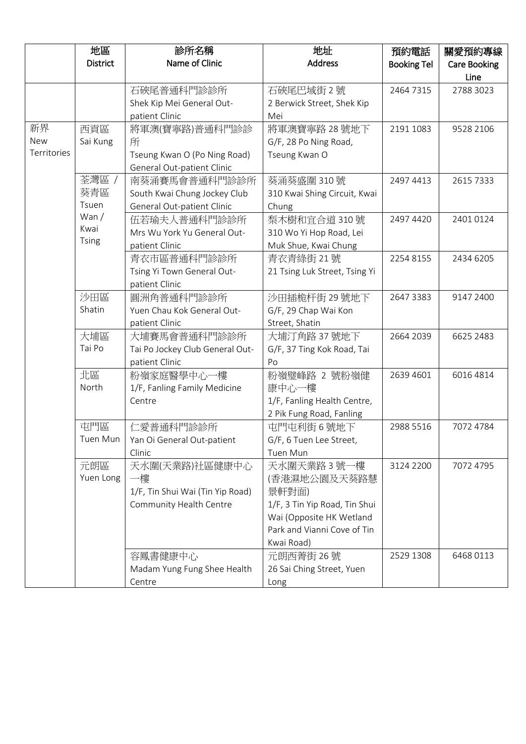| | 地區<br>District | 診所名稱<br>Name of Clinic | 地址<br>Address | 預約電話<br>Booking Tel | 關愛預約專線<br>Care Booking Line |
|---|---|---|---|---|---|
| | | 石硤尾普通科門診診所<br>Shek Kip Mei General Out-patient Clinic | 石硤尾巴域街 2 號<br>2 Berwick Street, Shek Kip Mei | 2464 7315 | 2788 3023 |
| 新界<br>New Territories | 西貢區<br>Sai Kung | 將軍澳(寶寧路)普通科門診診所<br>Tseung Kwan O (Po Ning Road) General Out-patient Clinic | 將軍澳寶寧路 28 號地下<br>G/F, 28 Po Ning Road, Tseung Kwan O | 2191 1083 | 9528 2106 |
| | 荃灣區 / 葵青區<br>Tsuen Wan / Kwai Tsing | 南葵涌賽馬會普通科門診診所<br>South Kwai Chung Jockey Club General Out-patient Clinic | 葵涌葵盛圍 310 號<br>310 Kwai Shing Circuit, Kwai Chung | 2497 4413 | 2615 7333 |
| | | 伍若瑜夫人普通科門診診所<br>Mrs Wu York Yu General Out-patient Clinic | 梨木樹和宜合道 310 號<br>310 Wo Yi Hop Road, Lei Muk Shue, Kwai Chung | 2497 4420 | 2401 0124 |
| | | 青衣市區普通科門診診所<br>Tsing Yi Town General Out-patient Clinic | 青衣青綠街 21 號<br>21 Tsing Luk Street, Tsing Yi | 2254 8155 | 2434 6205 |
| | 沙田區<br>Shatin | 圓洲角普通科門診診所<br>Yuen Chau Kok General Out-patient Clinic | 沙田插桅杆街 29 號地下<br>G/F, 29 Chap Wai Kon Street, Shatin | 2647 3383 | 9147 2400 |
| | 大埔區<br>Tai Po | 大埔賽馬會普通科門診診所<br>Tai Po Jockey Club General Out-patient Clinic | 大埔汀角路 37 號地下<br>G/F, 37 Ting Kok Road, Tai Po | 2664 2039 | 6625 2483 |
| | 北區<br>North | 粉嶺家庭醫學中心一樓<br>1/F, Fanling Family Medicine Centre | 粉嶺璧峰路 2 號粉嶺健康中心一樓<br>1/F, Fanling Health Centre, 2 Pik Fung Road, Fanling | 2639 4601 | 6016 4814 |
| | 屯門區<br>Tuen Mun | 仁愛普通科門診診所<br>Yan Oi General Out-patient Clinic | 屯門屯利街 6 號地下<br>G/F, 6 Tuen Lee Street, Tuen Mun | 2988 5516 | 7072 4784 |
| | 元朗區<br>Yuen Long | 天水圍(天業路)社區健康中心一樓<br>1/F, Tin Shui Wai (Tin Yip Road) Community Health Centre | 天水圍天業路 3 號一樓<br>(香港濕地公園及天葵路慧景軒對面)<br>1/F, 3 Tin Yip Road, Tin Shui Wai (Opposite HK Wetland Park and Vianni Cove of Tin Kwai Road) | 3124 2200 | 7072 4795 |
| | | 容鳳書健康中心<br>Madam Yung Fung Shee Health Centre | 元朗西菁街 26 號<br>26 Sai Ching Street, Yuen Long | 2529 1308 | 6468 0113 |